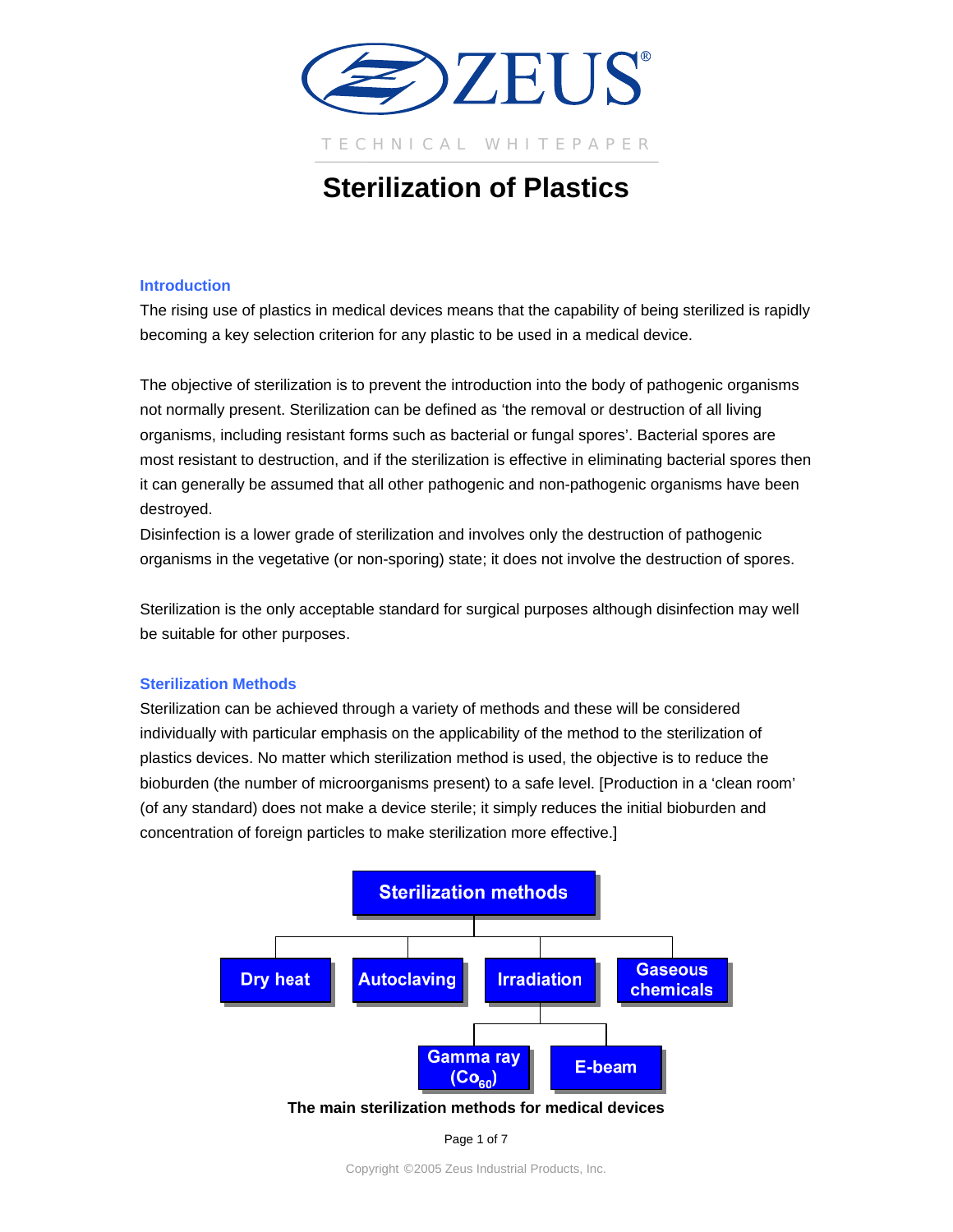# ZEUS®

TECHNICAL WHITEPAPER

# Sterilization of Plastics

## Introduction

The rising use of plastics in medical devices means that the capability of being sterilized is rapidly becoming a key selection criterion for any plastic to be used in a medical device.

The objective of sterilization is to prevent the introduction into the body of pathogenic organisms not normally present. Sterilization can be defined as 'the removal or destruction of all living organisms, including resistant forms such as bacterial or fungal spores'. Bacterial spores are most resistant to destruction, and if the sterilization is effective in eliminating bacterial spores then it can generally be assumed that all other pathogenic and non-pathogenic organisms have been destroyed.

Disinfection is a lower grade of sterilization and involves only the destruction of pathogenic organisms in the vegetative (or non-sporing) state; it does not involve the destruction of spores.

Sterilization is the only acceptable standard for surgical purposes although disinfection may well be suitable for other purposes.

## Sterilization Methods

Sterilization can be achieved through a variety of methods and these will be considered individually with particular emphasis on the applicability of the method to the sterilization of plastics devices. No matter which sterilization method is used, the objective is to reduce the bioburden (the number of microorganisms present) to a safe level. [Production in a 'clean room' (of any standard) does not make a device sterile; it simply reduces the initial bioburden and concentration of foreign particles to make sterilization more effective.]

- Sterilization methods
  - Dry heat
  - Autoclaving
  - Irradiation
    - Gamma ray ($Co_{60}$)
    - E-beam
  - Gaseous chemicals

**The main sterilization methods for medical devices**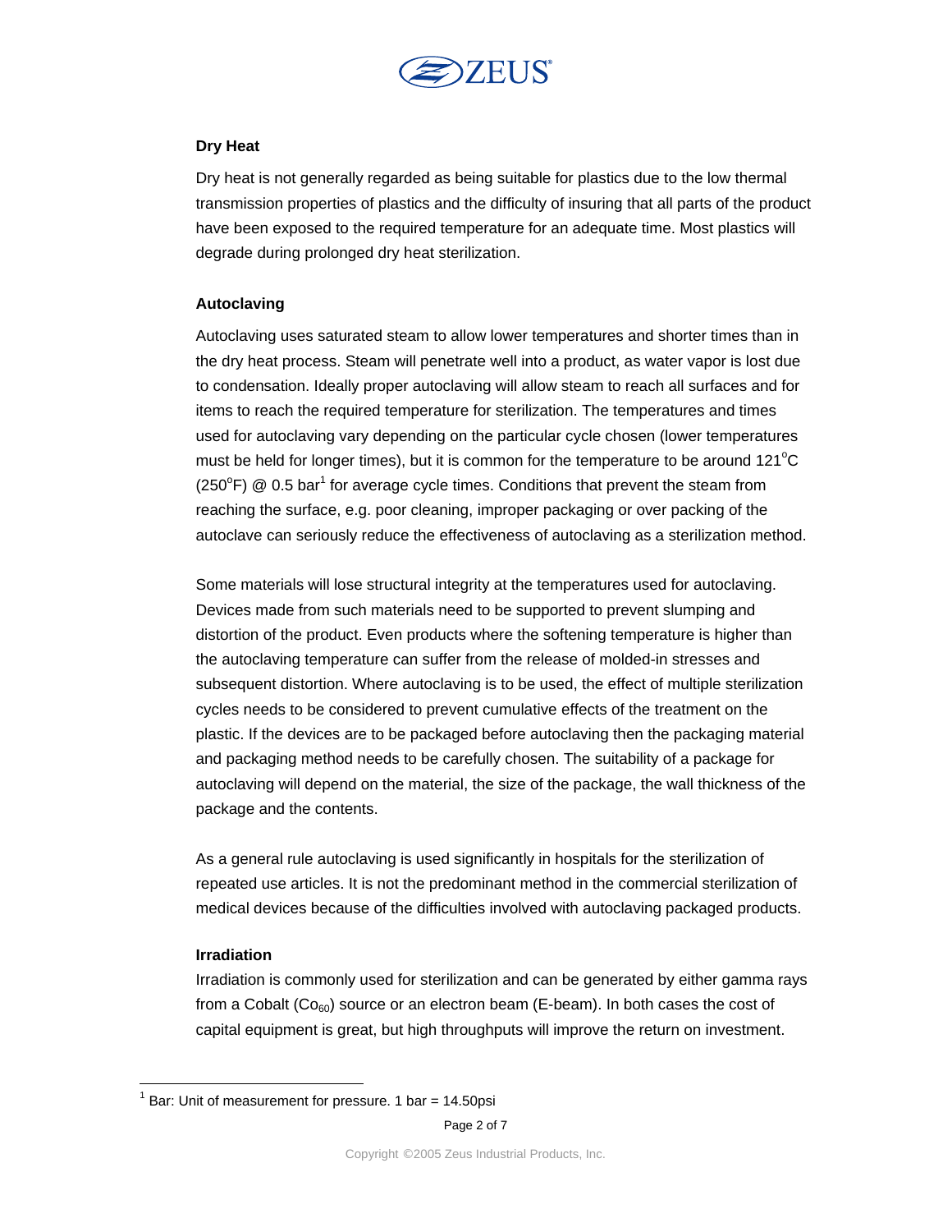### Dry Heat

Dry heat is not generally regarded as being suitable for plastics due to the low thermal transmission properties of plastics and the difficulty of insuring that all parts of the product have been exposed to the required temperature for an adequate time. Most plastics will degrade during prolonged dry heat sterilization.

### Autoclaving

Autoclaving uses saturated steam to allow lower temperatures and shorter times than in the dry heat process. Steam will penetrate well into a product, as water vapor is lost due to condensation. Ideally proper autoclaving will allow steam to reach all surfaces and for items to reach the required temperature for sterilization. The temperatures and times used for autoclaving vary depending on the particular cycle chosen (lower temperatures must be held for longer times), but it is common for the temperature to be around 121$^{o}$C (250$^{o}$F) @ 0.5 bar[1] for average cycle times. Conditions that prevent the steam from reaching the surface, e.g. poor cleaning, improper packaging or over packing of the autoclave can seriously reduce the effectiveness of autoclaving as a sterilization method.

Some materials will lose structural integrity at the temperatures used for autoclaving. Devices made from such materials need to be supported to prevent slumping and distortion of the product. Even products where the softening temperature is higher than the autoclaving temperature can suffer from the release of molded-in stresses and subsequent distortion. Where autoclaving is to be used, the effect of multiple sterilization cycles needs to be considered to prevent cumulative effects of the treatment on the plastic. If the devices are to be packaged before autoclaving then the packaging material and packaging method needs to be carefully chosen. The suitability of a package for autoclaving will depend on the material, the size of the package, the wall thickness of the package and the contents.

As a general rule autoclaving is used significantly in hospitals for the sterilization of repeated use articles. It is not the predominant method in the commercial sterilization of medical devices because of the difficulties involved with autoclaving packaged products.

### Irradiation

Irradiation is commonly used for sterilization and can be generated by either gamma rays from a Cobalt ($Co_{60}$) source or an electron beam (E-beam). In both cases the cost of capital equipment is great, but high throughputs will improve the return on investment.

---

[1] Bar: Unit of measurement for pressure. 1 bar = 14.50psi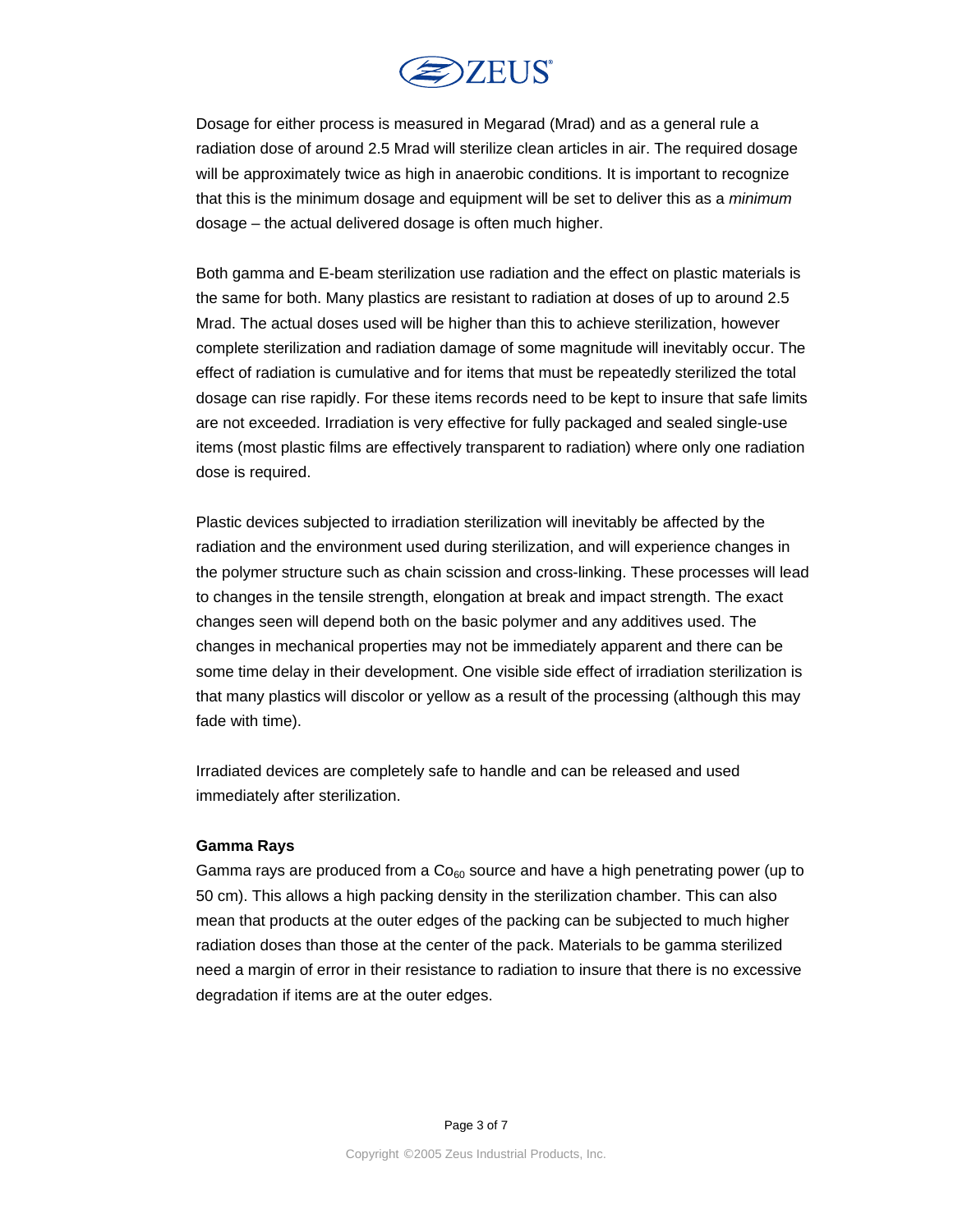Dosage for either process is measured in Megarad (Mrad) and as a general rule a radiation dose of around 2.5 Mrad will sterilize clean articles in air. The required dosage will be approximately twice as high in anaerobic conditions. It is important to recognize that this is the minimum dosage and equipment will be set to deliver this as a *minimum* dosage – the actual delivered dosage is often much higher.

Both gamma and E-beam sterilization use radiation and the effect on plastic materials is the same for both. Many plastics are resistant to radiation at doses of up to around 2.5 Mrad. The actual doses used will be higher than this to achieve sterilization, however complete sterilization and radiation damage of some magnitude will inevitably occur. The effect of radiation is cumulative and for items that must be repeatedly sterilized the total dosage can rise rapidly. For these items records need to be kept to insure that safe limits are not exceeded. Irradiation is very effective for fully packaged and sealed single-use items (most plastic films are effectively transparent to radiation) where only one radiation dose is required.

Plastic devices subjected to irradiation sterilization will inevitably be affected by the radiation and the environment used during sterilization, and will experience changes in the polymer structure such as chain scission and cross-linking. These processes will lead to changes in the tensile strength, elongation at break and impact strength. The exact changes seen will depend both on the basic polymer and any additives used. The changes in mechanical properties may not be immediately apparent and there can be some time delay in their development. One visible side effect of irradiation sterilization is that many plastics will discolor or yellow as a result of the processing (although this may fade with time).

Irradiated devices are completely safe to handle and can be released and used immediately after sterilization.

**Gamma Rays**

Gamma rays are produced from a $Co_{60}$ source and have a high penetrating power (up to 50 cm). This allows a high packing density in the sterilization chamber. This can also mean that products at the outer edges of the packing can be subjected to much higher radiation doses than those at the center of the pack. Materials to be gamma sterilized need a margin of error in their resistance to radiation to insure that there is no excessive degradation if items are at the outer edges.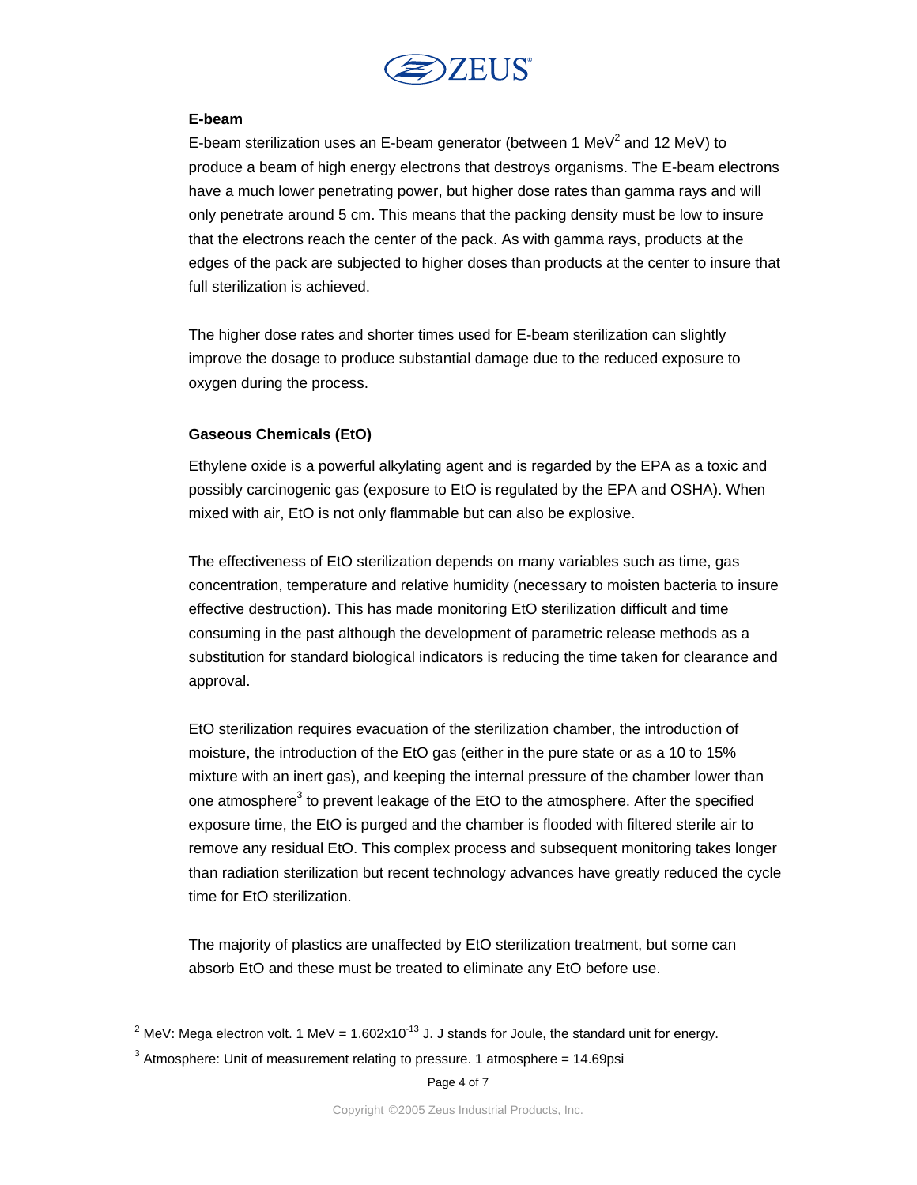### E-beam

E-beam sterilization uses an E-beam generator (between 1 MeV[2] and 12 MeV) to produce a beam of high energy electrons that destroys organisms. The E-beam electrons have a much lower penetrating power, but higher dose rates than gamma rays and will only penetrate around 5 cm. This means that the packing density must be low to insure that the electrons reach the center of the pack. As with gamma rays, products at the edges of the pack are subjected to higher doses than products at the center to insure that full sterilization is achieved.

The higher dose rates and shorter times used for E-beam sterilization can slightly improve the dosage to produce substantial damage due to the reduced exposure to oxygen during the process.

### Gaseous Chemicals (EtO)

Ethylene oxide is a powerful alkylating agent and is regarded by the EPA as a toxic and possibly carcinogenic gas (exposure to EtO is regulated by the EPA and OSHA). When mixed with air, EtO is not only flammable but can also be explosive.

The effectiveness of EtO sterilization depends on many variables such as time, gas concentration, temperature and relative humidity (necessary to moisten bacteria to insure effective destruction). This has made monitoring EtO sterilization difficult and time consuming in the past although the development of parametric release methods as a substitution for standard biological indicators is reducing the time taken for clearance and approval.

EtO sterilization requires evacuation of the sterilization chamber, the introduction of moisture, the introduction of the EtO gas (either in the pure state or as a 10 to 15% mixture with an inert gas), and keeping the internal pressure of the chamber lower than one atmosphere[3] to prevent leakage of the EtO to the atmosphere. After the specified exposure time, the EtO is purged and the chamber is flooded with filtered sterile air to remove any residual EtO. This complex process and subsequent monitoring takes longer than radiation sterilization but recent technology advances have greatly reduced the cycle time for EtO sterilization.

The majority of plastics are unaffected by EtO sterilization treatment, but some can absorb EtO and these must be treated to eliminate any EtO before use.

---

[2] MeV: Mega electron volt. 1 MeV = $1.602 \times 10^{-13}$ J. J stands for Joule, the standard unit for energy.

[3] Atmosphere: Unit of measurement relating to pressure. 1 atmosphere = 14.69psi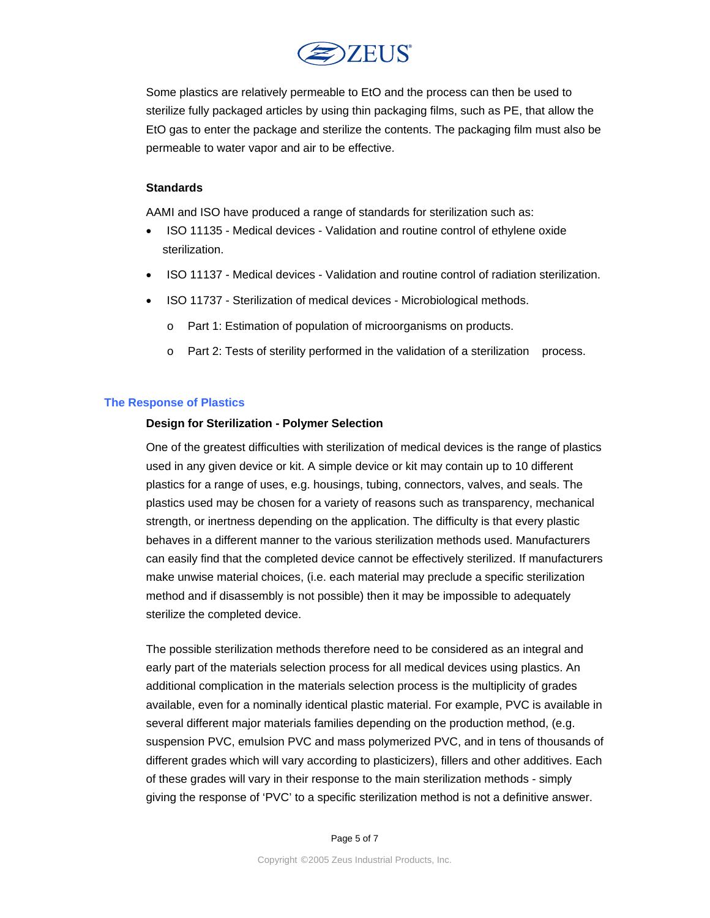Some plastics are relatively permeable to EtO and the process can then be used to sterilize fully packaged articles by using thin packaging films, such as PE, that allow the EtO gas to enter the package and sterilize the contents. The packaging film must also be permeable to water vapor and air to be effective.

**Standards**

AAMI and ISO have produced a range of standards for sterilization such as:

- ISO 11135 - Medical devices - Validation and routine control of ethylene oxide sterilization.
- ISO 11137 - Medical devices - Validation and routine control of radiation sterilization.
- ISO 11737 - Sterilization of medical devices - Microbiological methods.
  - Part 1: Estimation of population of microorganisms on products.
  - Part 2: Tests of sterility performed in the validation of a sterilization process.

## The Response of Plastics

**Design for Sterilization - Polymer Selection**

One of the greatest difficulties with sterilization of medical devices is the range of plastics used in any given device or kit. A simple device or kit may contain up to 10 different plastics for a range of uses, e.g. housings, tubing, connectors, valves, and seals. The plastics used may be chosen for a variety of reasons such as transparency, mechanical strength, or inertness depending on the application. The difficulty is that every plastic behaves in a different manner to the various sterilization methods used. Manufacturers can easily find that the completed device cannot be effectively sterilized. If manufacturers make unwise material choices, (i.e. each material may preclude a specific sterilization method and if disassembly is not possible) then it may be impossible to adequately sterilize the completed device.

The possible sterilization methods therefore need to be considered as an integral and early part of the materials selection process for all medical devices using plastics. An additional complication in the materials selection process is the multiplicity of grades available, even for a nominally identical plastic material. For example, PVC is available in several different major materials families depending on the production method, (e.g. suspension PVC, emulsion PVC and mass polymerized PVC, and in tens of thousands of different grades which will vary according to plasticizers), fillers and other additives. Each of these grades will vary in their response to the main sterilization methods - simply giving the response of 'PVC' to a specific sterilization method is not a definitive answer.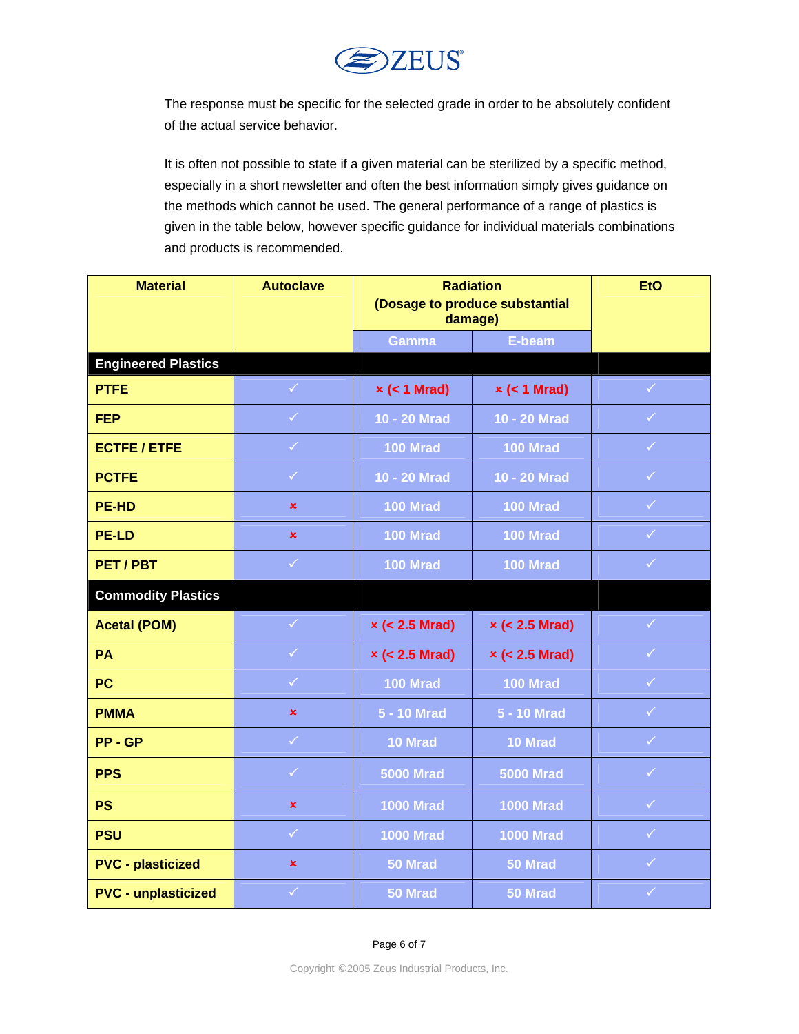The response must be specific for the selected grade in order to be absolutely confident of the actual service behavior.

It is often not possible to state if a given material can be sterilized by a specific method, especially in a short newsletter and often the best information simply gives guidance on the methods which cannot be used. The general performance of a range of plastics is given in the table below, however specific guidance for individual materials combinations and products is recommended.

| Material | Autoclave | Radiation (Dosage to produce substantial damage) | | EtO |
|---|---|---|---|---|
| | | Gamma | E-beam | |
| **Engineered Plastics** | | | | |
| PTFE | ✓ | × (< 1 Mrad) | × (< 1 Mrad) | ✓ |
| FEP | ✓ | 10 - 20 Mrad | 10 - 20 Mrad | ✓ |
| ECTFE / ETFE | ✓ | 100 Mrad | 100 Mrad | ✓ |
| PCTFE | ✓ | 10 - 20 Mrad | 10 - 20 Mrad | ✓ |
| PE-HD | × | 100 Mrad | 100 Mrad | ✓ |
| PE-LD | × | 100 Mrad | 100 Mrad | ✓ |
| PET / PBT | ✓ | 100 Mrad | 100 Mrad | ✓ |
| **Commodity Plastics** | | | | |
| Acetal (POM) | ✓ | × (< 2.5 Mrad) | × (< 2.5 Mrad) | ✓ |
| PA | ✓ | × (< 2.5 Mrad) | × (< 2.5 Mrad) | ✓ |
| PC | ✓ | 100 Mrad | 100 Mrad | ✓ |
| PMMA | × | 5 - 10 Mrad | 5 - 10 Mrad | ✓ |
| PP - GP | ✓ | 10 Mrad | 10 Mrad | ✓ |
| PPS | ✓ | 5000 Mrad | 5000 Mrad | ✓ |
| PS | × | 1000 Mrad | 1000 Mrad | ✓ |
| PSU | ✓ | 1000 Mrad | 1000 Mrad | ✓ |
| PVC - plasticized | × | 50 Mrad | 50 Mrad | ✓ |
| PVC - unplasticized | ✓ | 50 Mrad | 50 Mrad | ✓ |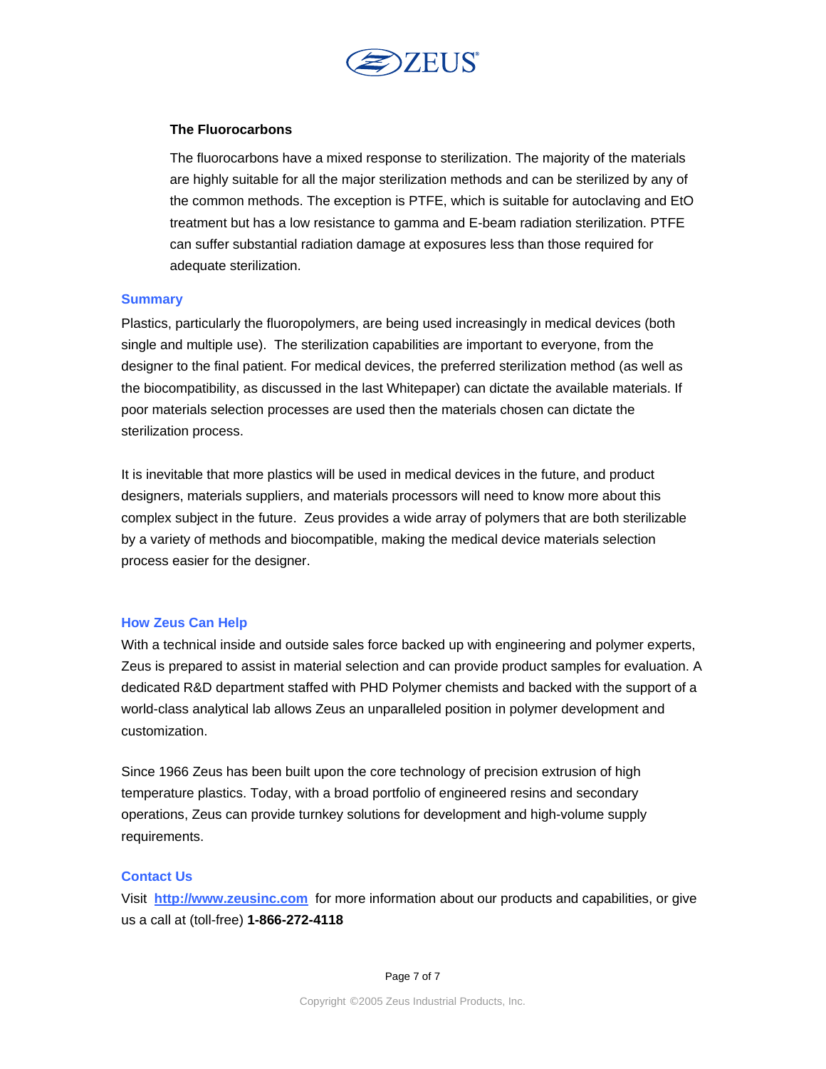### The Fluorocarbons

The fluorocarbons have a mixed response to sterilization. The majority of the materials are highly suitable for all the major sterilization methods and can be sterilized by any of the common methods. The exception is PTFE, which is suitable for autoclaving and EtO treatment but has a low resistance to gamma and E-beam radiation sterilization. PTFE can suffer substantial radiation damage at exposures less than those required for adequate sterilization.

## Summary

Plastics, particularly the fluoropolymers, are being used increasingly in medical devices (both single and multiple use). The sterilization capabilities are important to everyone, from the designer to the final patient. For medical devices, the preferred sterilization method (as well as the biocompatibility, as discussed in the last Whitepaper) can dictate the available materials. If poor materials selection processes are used then the materials chosen can dictate the sterilization process.

It is inevitable that more plastics will be used in medical devices in the future, and product designers, materials suppliers, and materials processors will need to know more about this complex subject in the future. Zeus provides a wide array of polymers that are both sterilizable by a variety of methods and biocompatible, making the medical device materials selection process easier for the designer.

## How Zeus Can Help

With a technical inside and outside sales force backed up with engineering and polymer experts, Zeus is prepared to assist in material selection and can provide product samples for evaluation. A dedicated R&D department staffed with PHD Polymer chemists and backed with the support of a world-class analytical lab allows Zeus an unparalleled position in polymer development and customization.

Since 1966 Zeus has been built upon the core technology of precision extrusion of high temperature plastics. Today, with a broad portfolio of engineered resins and secondary operations, Zeus can provide turnkey solutions for development and high-volume supply requirements.

## Contact Us

Visit [http://www.zeusinc.com](http://www.zeusinc.com) for more information about our products and capabilities, or give us a call at (toll-free) **1-866-272-4118**

Copyright ©2005 Zeus Industrial Products, Inc.